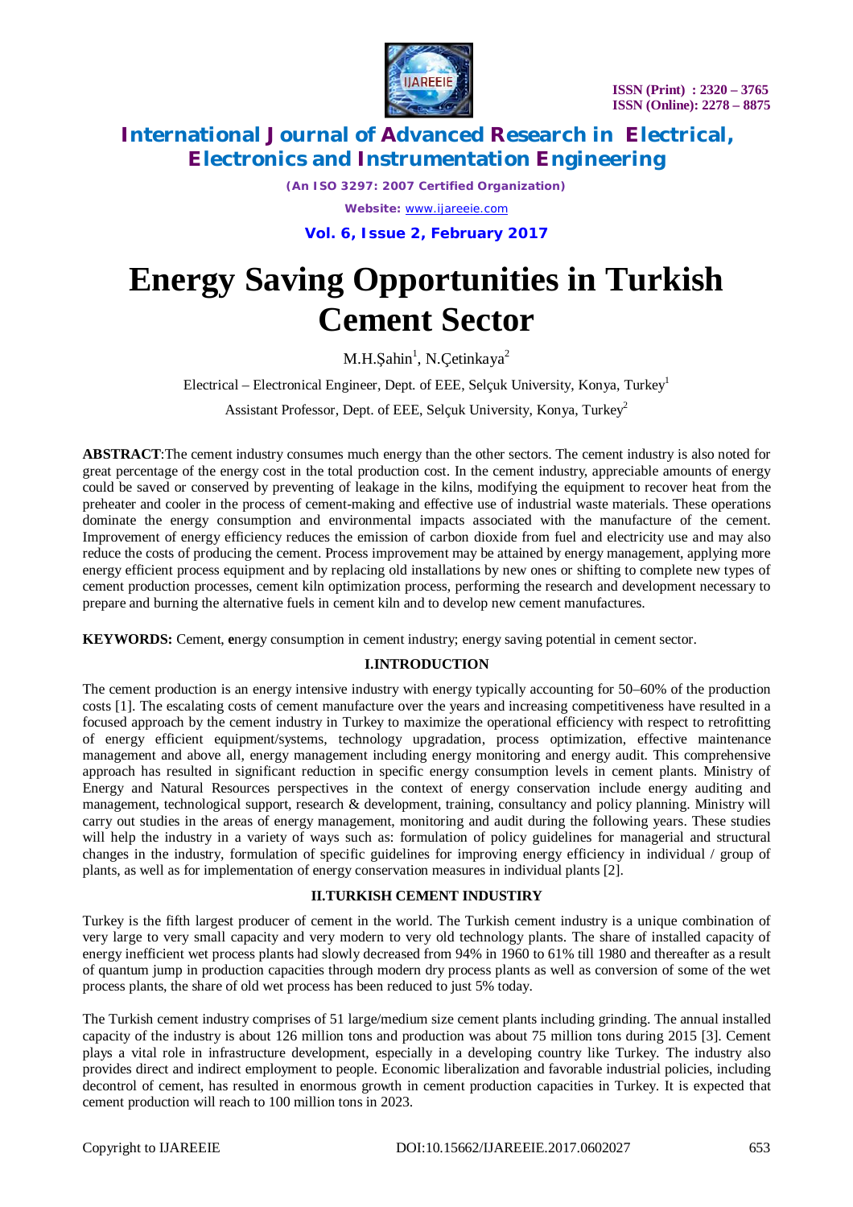# Energy Saving Opportunities in Turkish Cement Sector

M.H.Şahin[1], N.Çetinkaya[2]

Electrical – Electronical Engineer, Dept. of EEE, Selçuk University, Konya, Turkey[1]

Assistant Professor, Dept. of EEE, Selçuk University, Konya, Turkey[2]

**ABSTRACT**:The cement industry consumes much energy than the other sectors. The cement industry is also noted for great percentage of the energy cost in the total production cost. In the cement industry, appreciable amounts of energy could be saved or conserved by preventing of leakage in the kilns, modifying the equipment to recover heat from the preheater and cooler in the process of cement-making and effective use of industrial waste materials. These operations dominate the energy consumption and environmental impacts associated with the manufacture of the cement. Improvement of energy efficiency reduces the emission of carbon dioxide from fuel and electricity use and may also reduce the costs of producing the cement. Process improvement may be attained by energy management, applying more energy efficient process equipment and by replacing old installations by new ones or shifting to complete new types of cement production processes, cement kiln optimization process, performing the research and development necessary to prepare and burning the alternative fuels in cement kiln and to develop new cement manufactures.

**KEYWORDS:** Cement, **e**nergy consumption in cement industry; energy saving potential in cement sector.

## I.INTRODUCTION

The cement production is an energy intensive industry with energy typically accounting for 50–60% of the production costs [1]. The escalating costs of cement manufacture over the years and increasing competitiveness have resulted in a focused approach by the cement industry in Turkey to maximize the operational efficiency with respect to retrofitting of energy efficient equipment/systems, technology upgradation, process optimization, effective maintenance management and above all, energy management including energy monitoring and energy audit. This comprehensive approach has resulted in significant reduction in specific energy consumption levels in cement plants. Ministry of Energy and Natural Resources perspectives in the context of energy conservation include energy auditing and management, technological support, research & development, training, consultancy and policy planning. Ministry will carry out studies in the areas of energy management, monitoring and audit during the following years. These studies will help the industry in a variety of ways such as: formulation of policy guidelines for managerial and structural changes in the industry, formulation of specific guidelines for improving energy efficiency in individual / group of plants, as well as for implementation of energy conservation measures in individual plants [2].

## II.TURKISH CEMENT INDUSTIRY

Turkey is the fifth largest producer of cement in the world. The Turkish cement industry is a unique combination of very large to very small capacity and very modern to very old technology plants. The share of installed capacity of energy inefficient wet process plants had slowly decreased from 94% in 1960 to 61% till 1980 and thereafter as a result of quantum jump in production capacities through modern dry process plants as well as conversion of some of the wet process plants, the share of old wet process has been reduced to just 5% today.

The Turkish cement industry comprises of 51 large/medium size cement plants including grinding. The annual installed capacity of the industry is about 126 million tons and production was about 75 million tons during 2015 [3]. Cement plays a vital role in infrastructure development, especially in a developing country like Turkey. The industry also provides direct and indirect employment to people. Economic liberalization and favorable industrial policies, including decontrol of cement, has resulted in enormous growth in cement production capacities in Turkey. It is expected that cement production will reach to 100 million tons in 2023.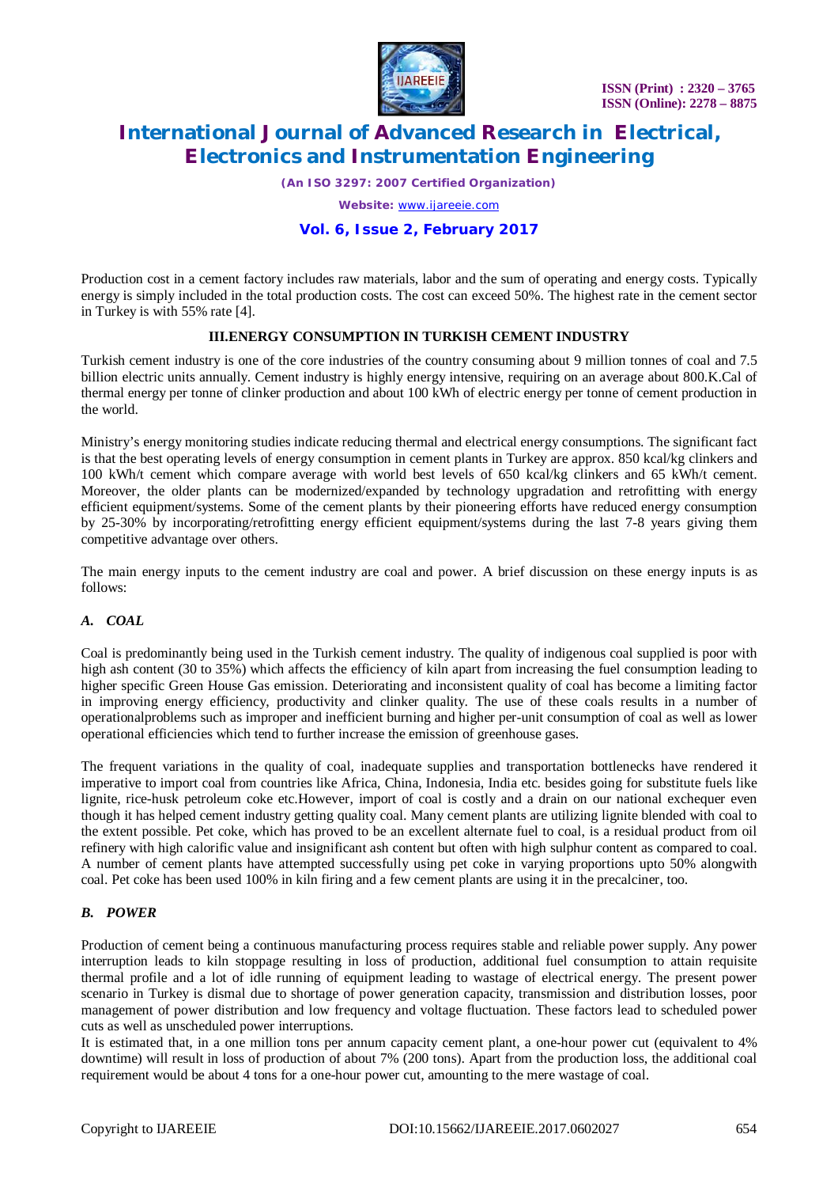Production cost in a cement factory includes raw materials, labor and the sum of operating and energy costs. Typically energy is simply included in the total production costs. The cost can exceed 50%. The highest rate in the cement sector in Turkey is with 55% rate [4].

### III.ENERGY CONSUMPTION IN TURKISH CEMENT INDUSTRY

Turkish cement industry is one of the core industries of the country consuming about 9 million tonnes of coal and 7.5 billion electric units annually. Cement industry is highly energy intensive, requiring on an average about 800.K.Cal of thermal energy per tonne of clinker production and about 100 kWh of electric energy per tonne of cement production in the world.

Ministry's energy monitoring studies indicate reducing thermal and electrical energy consumptions. The significant fact is that the best operating levels of energy consumption in cement plants in Turkey are approx. 850 kcal/kg clinkers and 100 kWh/t cement which compare average with world best levels of 650 kcal/kg clinkers and 65 kWh/t cement. Moreover, the older plants can be modernized/expanded by technology upgradation and retrofitting with energy efficient equipment/systems. Some of the cement plants by their pioneering efforts have reduced energy consumption by 25-30% by incorporating/retrofitting energy efficient equipment/systems during the last 7-8 years giving them competitive advantage over others.

The main energy inputs to the cement industry are coal and power. A brief discussion on these energy inputs is as follows:

#### *A. COAL*

Coal is predominantly being used in the Turkish cement industry. The quality of indigenous coal supplied is poor with high ash content (30 to 35%) which affects the efficiency of kiln apart from increasing the fuel consumption leading to higher specific Green House Gas emission. Deteriorating and inconsistent quality of coal has become a limiting factor in improving energy efficiency, productivity and clinker quality. The use of these coals results in a number of operationalproblems such as improper and inefficient burning and higher per-unit consumption of coal as well as lower operational efficiencies which tend to further increase the emission of greenhouse gases.

The frequent variations in the quality of coal, inadequate supplies and transportation bottlenecks have rendered it imperative to import coal from countries like Africa, China, Indonesia, India etc. besides going for substitute fuels like lignite, rice-husk petroleum coke etc.However, import of coal is costly and a drain on our national exchequer even though it has helped cement industry getting quality coal. Many cement plants are utilizing lignite blended with coal to the extent possible. Pet coke, which has proved to be an excellent alternate fuel to coal, is a residual product from oil refinery with high calorific value and insignificant ash content but often with high sulphur content as compared to coal. A number of cement plants have attempted successfully using pet coke in varying proportions upto 50% alongwith coal. Pet coke has been used 100% in kiln firing and a few cement plants are using it in the precalciner, too.

#### *B. POWER*

Production of cement being a continuous manufacturing process requires stable and reliable power supply. Any power interruption leads to kiln stoppage resulting in loss of production, additional fuel consumption to attain requisite thermal profile and a lot of idle running of equipment leading to wastage of electrical energy. The present power scenario in Turkey is dismal due to shortage of power generation capacity, transmission and distribution losses, poor management of power distribution and low frequency and voltage fluctuation. These factors lead to scheduled power cuts as well as unscheduled power interruptions.

It is estimated that, in a one million tons per annum capacity cement plant, a one-hour power cut (equivalent to 4% downtime) will result in loss of production of about 7% (200 tons). Apart from the production loss, the additional coal requirement would be about 4 tons for a one-hour power cut, amounting to the mere wastage of coal.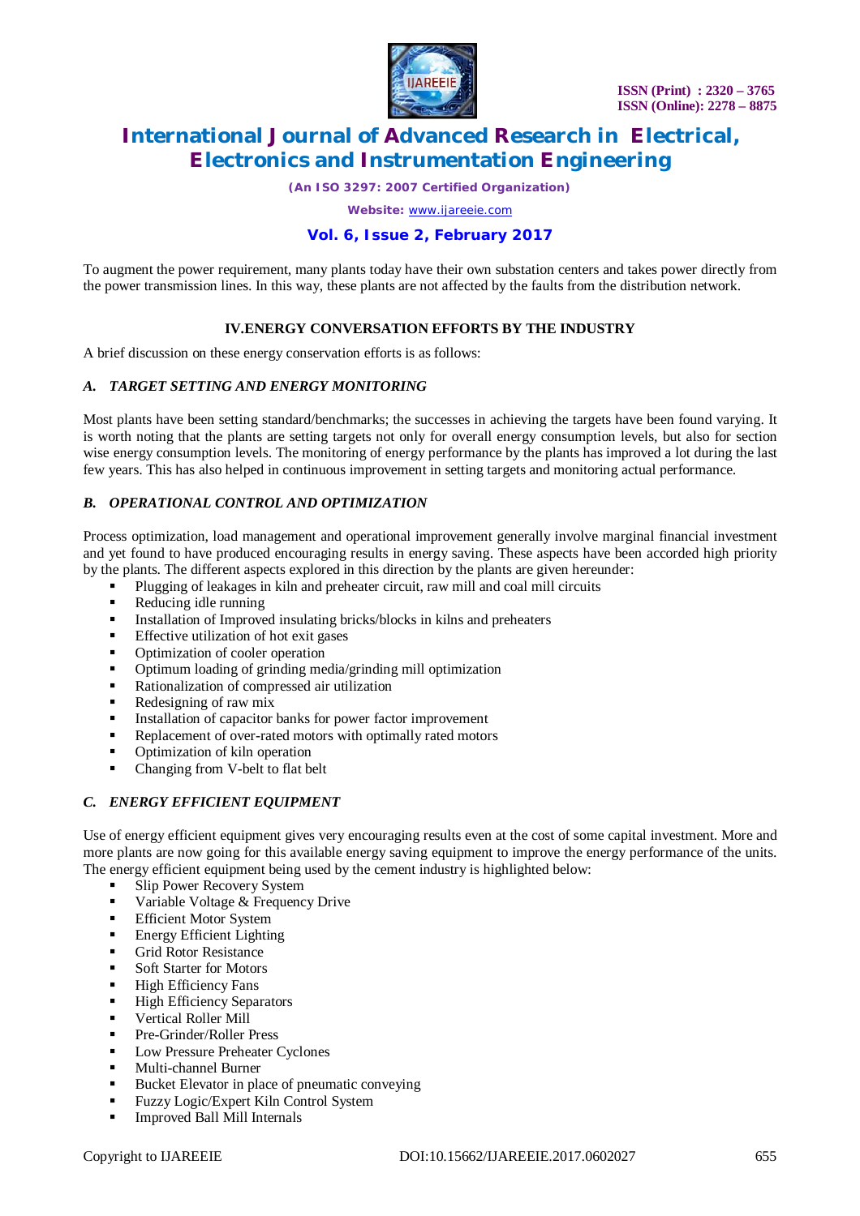To augment the power requirement, many plants today have their own substation centers and takes power directly from the power transmission lines. In this way, these plants are not affected by the faults from the distribution network.

## IV.ENERGY CONVERSATION EFFORTS BY THE INDUSTRY

A brief discussion on these energy conservation efforts is as follows:

### *A. TARGET SETTING AND ENERGY MONITORING*

Most plants have been setting standard/benchmarks; the successes in achieving the targets have been found varying. It is worth noting that the plants are setting targets not only for overall energy consumption levels, but also for section wise energy consumption levels. The monitoring of energy performance by the plants has improved a lot during the last few years. This has also helped in continuous improvement in setting targets and monitoring actual performance.

### *B. OPERATIONAL CONTROL AND OPTIMIZATION*

Process optimization, load management and operational improvement generally involve marginal financial investment and yet found to have produced encouraging results in energy saving. These aspects have been accorded high priority by the plants. The different aspects explored in this direction by the plants are given hereunder:

- Plugging of leakages in kiln and preheater circuit, raw mill and coal mill circuits
- Reducing idle running
- Installation of Improved insulating bricks/blocks in kilns and preheaters
- Effective utilization of hot exit gases
- Optimization of cooler operation
- Optimum loading of grinding media/grinding mill optimization
- Rationalization of compressed air utilization
- Redesigning of raw mix
- Installation of capacitor banks for power factor improvement
- Replacement of over-rated motors with optimally rated motors
- Optimization of kiln operation
- Changing from V-belt to flat belt

### *C. ENERGY EFFICIENT EQUIPMENT*

Use of energy efficient equipment gives very encouraging results even at the cost of some capital investment. More and more plants are now going for this available energy saving equipment to improve the energy performance of the units. The energy efficient equipment being used by the cement industry is highlighted below:

- Slip Power Recovery System
- Variable Voltage & Frequency Drive
- Efficient Motor System
- Energy Efficient Lighting
- Grid Rotor Resistance
- Soft Starter for Motors
- High Efficiency Fans
- High Efficiency Separators
- Vertical Roller Mill
- Pre-Grinder/Roller Press
- Low Pressure Preheater Cyclones
- Multi-channel Burner
- Bucket Elevator in place of pneumatic conveying
- Fuzzy Logic/Expert Kiln Control System
- Improved Ball Mill Internals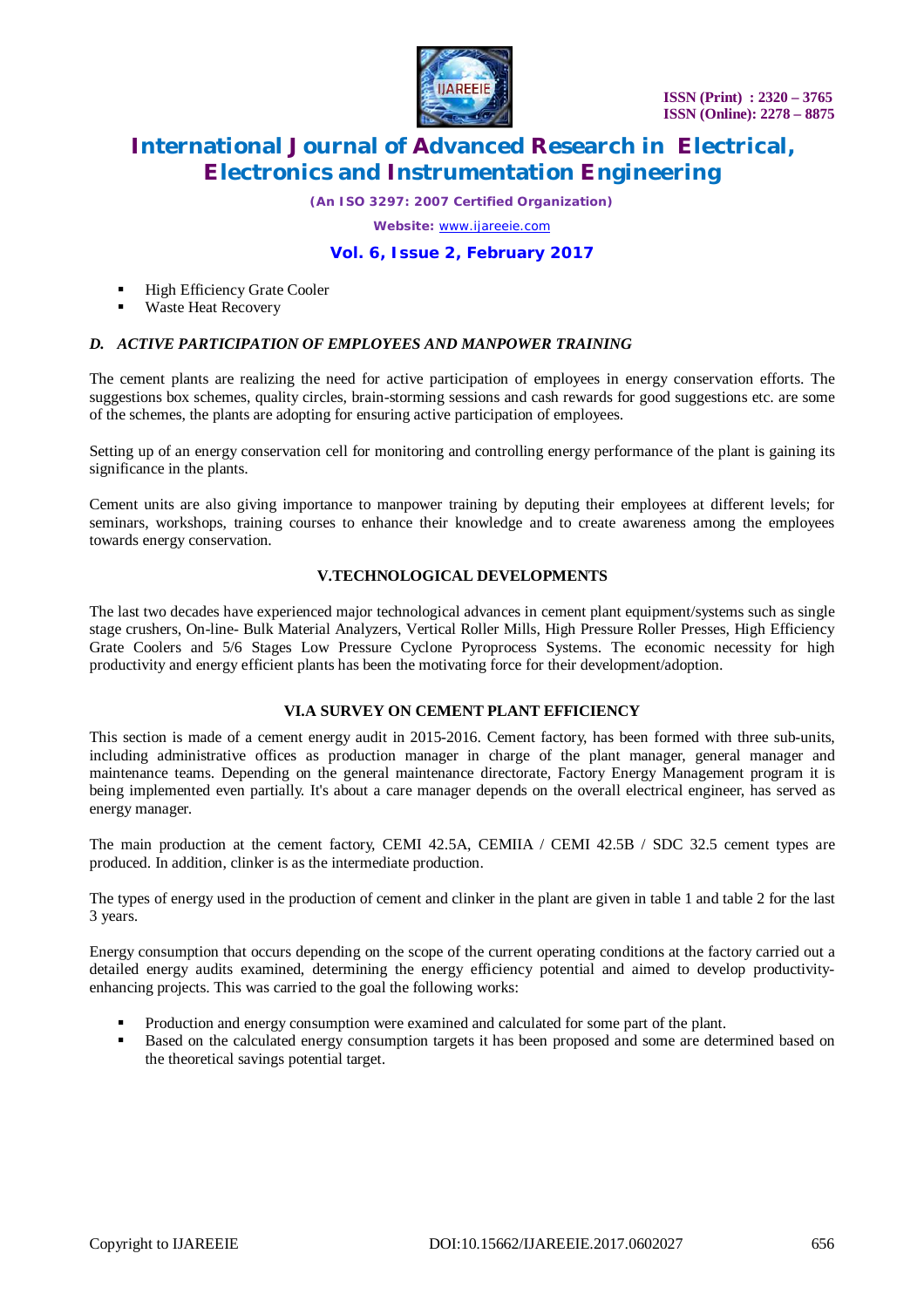- High Efficiency Grate Cooler
- Waste Heat Recovery

### *D. ACTIVE PARTICIPATION OF EMPLOYEES AND MANPOWER TRAINING*

The cement plants are realizing the need for active participation of employees in energy conservation efforts. The suggestions box schemes, quality circles, brain-storming sessions and cash rewards for good suggestions etc. are some of the schemes, the plants are adopting for ensuring active participation of employees.

Setting up of an energy conservation cell for monitoring and controlling energy performance of the plant is gaining its significance in the plants.

Cement units are also giving importance to manpower training by deputing their employees at different levels; for seminars, workshops, training courses to enhance their knowledge and to create awareness among the employees towards energy conservation.

## V.TECHNOLOGICAL DEVELOPMENTS

The last two decades have experienced major technological advances in cement plant equipment/systems such as single stage crushers, On-line- Bulk Material Analyzers, Vertical Roller Mills, High Pressure Roller Presses, High Efficiency Grate Coolers and 5/6 Stages Low Pressure Cyclone Pyroprocess Systems. The economic necessity for high productivity and energy efficient plants has been the motivating force for their development/adoption.

## VI.A SURVEY ON CEMENT PLANT EFFICIENCY

This section is made of a cement energy audit in 2015-2016. Cement factory, has been formed with three sub-units, including administrative offices as production manager in charge of the plant manager, general manager and maintenance teams. Depending on the general maintenance directorate, Factory Energy Management program it is being implemented even partially. It's about a care manager depends on the overall electrical engineer, has served as energy manager.

The main production at the cement factory, CEMI 42.5A, CEMIIA / CEMI 42.5B / SDC 32.5 cement types are produced. In addition, clinker is as the intermediate production.

The types of energy used in the production of cement and clinker in the plant are given in table 1 and table 2 for the last 3 years.

Energy consumption that occurs depending on the scope of the current operating conditions at the factory carried out a detailed energy audits examined, determining the energy efficiency potential and aimed to develop productivity-enhancing projects. This was carried to the goal the following works:

- Production and energy consumption were examined and calculated for some part of the plant.
- Based on the calculated energy consumption targets it has been proposed and some are determined based on the theoretical savings potential target.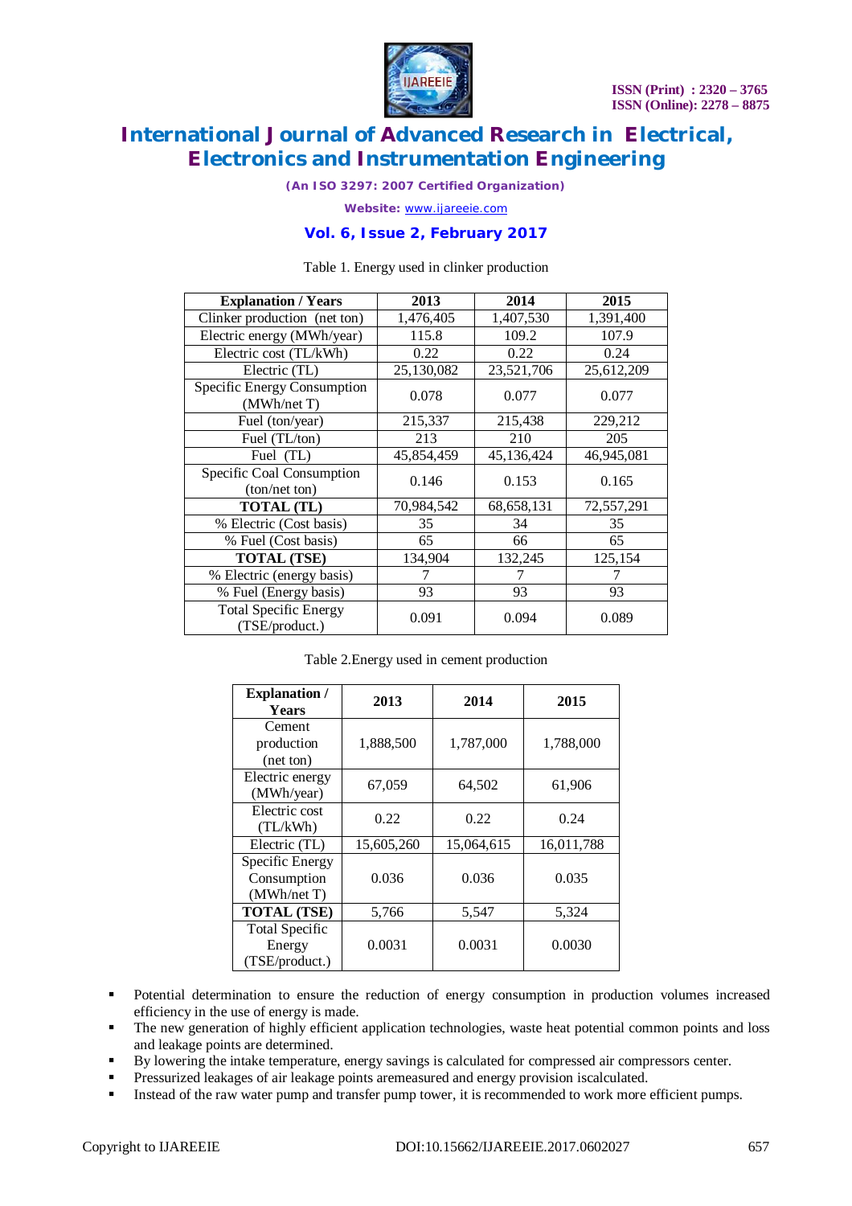Table 1. Energy used in clinker production

| Explanation / Years | 2013 | 2014 | 2015 |
|---|---|---|---|
| Clinker production (net ton) | 1,476,405 | 1,407,530 | 1,391,400 |
| Electric energy (MWh/year) | 115.8 | 109.2 | 107.9 |
| Electric cost (TL/kWh) | 0.22 | 0.22 | 0.24 |
| Electric (TL) | 25,130,082 | 23,521,706 | 25,612,209 |
| Specific Energy Consumption (MWh/net T) | 0.078 | 0.077 | 0.077 |
| Fuel (ton/year) | 215,337 | 215,438 | 229,212 |
| Fuel (TL/ton) | 213 | 210 | 205 |
| Fuel (TL) | 45,854,459 | 45,136,424 | 46,945,081 |
| Specific Coal Consumption (ton/net ton) | 0.146 | 0.153 | 0.165 |
| **TOTAL (TL)** | 70,984,542 | 68,658,131 | 72,557,291 |
| % Electric (Cost basis) | 35 | 34 | 35 |
| % Fuel (Cost basis) | 65 | 66 | 65 |
| **TOTAL (TSE)** | 134,904 | 132,245 | 125,154 |
| % Electric (energy basis) | 7 | 7 | 7 |
| % Fuel (Energy basis) | 93 | 93 | 93 |
| Total Specific Energy (TSE/product.) | 0.091 | 0.094 | 0.089 |

Table 2.Energy used in cement production

| Explanation / Years | 2013 | 2014 | 2015 |
|---|---|---|---|
| Cement production (net ton) | 1,888,500 | 1,787,000 | 1,788,000 |
| Electric energy (MWh/year) | 67,059 | 64,502 | 61,906 |
| Electric cost (TL/kWh) | 0.22 | 0.22 | 0.24 |
| Electric (TL) | 15,605,260 | 15,064,615 | 16,011,788 |
| Specific Energy Consumption (MWh/net T) | 0.036 | 0.036 | 0.035 |
| **TOTAL (TSE)** | 5,766 | 5,547 | 5,324 |
| Total Specific Energy (TSE/product.) | 0.0031 | 0.0031 | 0.0030 |

- Potential determination to ensure the reduction of energy consumption in production volumes increased efficiency in the use of energy is made.
- The new generation of highly efficient application technologies, waste heat potential common points and loss and leakage points are determined.
- By lowering the intake temperature, energy savings is calculated for compressed air compressors center.
- Pressurized leakages of air leakage points aremeasured and energy provision iscalculated.
- Instead of the raw water pump and transfer pump tower, it is recommended to work more efficient pumps.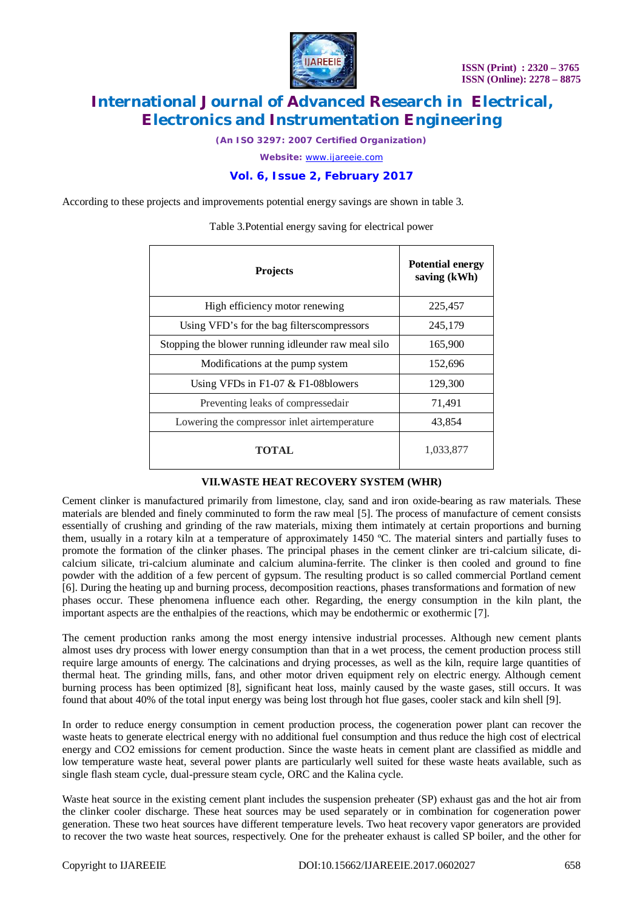According to these projects and improvements potential energy savings are shown in table 3.

Table 3.Potential energy saving for electrical power

| Projects | Potential energy saving (kWh) |
|---|---|
| High efficiency motor renewing | 225,457 |
| Using VFD's for the bag filterscompressors | 245,179 |
| Stopping the blower running idleunder raw meal silo | 165,900 |
| Modifications at the pump system | 152,696 |
| Using VFDs in F1-07 & F1-08blowers | 129,300 |
| Preventing leaks of compressedair | 71,491 |
| Lowering the compressor inlet airtemperature | 43,854 |
| **TOTAL** | 1,033,877 |

## VII.WASTE HEAT RECOVERY SYSTEM (WHR)

Cement clinker is manufactured primarily from limestone, clay, sand and iron oxide-bearing as raw materials. These materials are blended and finely comminuted to form the raw meal [5]. The process of manufacture of cement consists essentially of crushing and grinding of the raw materials, mixing them intimately at certain proportions and burning them, usually in a rotary kiln at a temperature of approximately 1450 ºC. The material sinters and partially fuses to promote the formation of the clinker phases. The principal phases in the cement clinker are tri-calcium silicate, di-calcium silicate, tri-calcium aluminate and calcium alumina-ferrite. The clinker is then cooled and ground to fine powder with the addition of a few percent of gypsum. The resulting product is so called commercial Portland cement [6]. During the heating up and burning process, decomposition reactions, phases transformations and formation of new phases occur. These phenomena influence each other. Regarding, the energy consumption in the kiln plant, the important aspects are the enthalpies of the reactions, which may be endothermic or exothermic [7].

The cement production ranks among the most energy intensive industrial processes. Although new cement plants almost uses dry process with lower energy consumption than that in a wet process, the cement production process still require large amounts of energy. The calcinations and drying processes, as well as the kiln, require large quantities of thermal heat. The grinding mills, fans, and other motor driven equipment rely on electric energy. Although cement burning process has been optimized [8], significant heat loss, mainly caused by the waste gases, still occurs. It was found that about 40% of the total input energy was being lost through hot flue gases, cooler stack and kiln shell [9].

In order to reduce energy consumption in cement production process, the cogeneration power plant can recover the waste heats to generate electrical energy with no additional fuel consumption and thus reduce the high cost of electrical energy and $CO_2$ emissions for cement production. Since the waste heats in cement plant are classified as middle and low temperature waste heat, several power plants are particularly well suited for these waste heats available, such as single flash steam cycle, dual-pressure steam cycle, ORC and the Kalina cycle.

Waste heat source in the existing cement plant includes the suspension preheater (SP) exhaust gas and the hot air from the clinker cooler discharge. These heat sources may be used separately or in combination for cogeneration power generation. These two heat sources have different temperature levels. Two heat recovery vapor generators are provided to recover the two waste heat sources, respectively. One for the preheater exhaust is called SP boiler, and the other for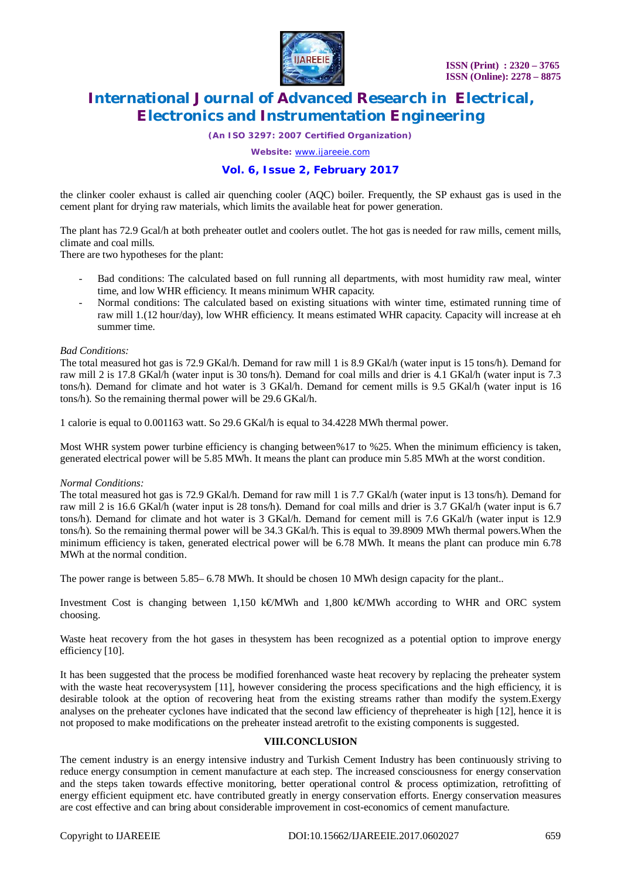the clinker cooler exhaust is called air quenching cooler (AQC) boiler. Frequently, the SP exhaust gas is used in the cement plant for drying raw materials, which limits the available heat for power generation.

The plant has 72.9 Gcal/h at both preheater outlet and coolers outlet. The hot gas is needed for raw mills, cement mills, climate and coal mills.
There are two hypotheses for the plant:

- Bad conditions: The calculated based on full running all departments, with most humidity raw meal, winter time, and low WHR efficiency. It means minimum WHR capacity.
- Normal conditions: The calculated based on existing situations with winter time, estimated running time of raw mill 1.(12 hour/day), low WHR efficiency. It means estimated WHR capacity. Capacity will increase at eh summer time.

*Bad Conditions:*
The total measured hot gas is 72.9 GKal/h. Demand for raw mill 1 is 8.9 GKal/h (water input is 15 tons/h). Demand for raw mill 2 is 17.8 GKal/h (water input is 30 tons/h). Demand for coal mills and drier is 4.1 GKal/h (water input is 7.3 tons/h). Demand for climate and hot water is 3 GKal/h. Demand for cement mills is 9.5 GKal/h (water input is 16 tons/h). So the remaining thermal power will be 29.6 GKal/h.

1 calorie is equal to 0.001163 watt. So 29.6 GKal/h is equal to 34.4228 MWh thermal power.

Most WHR system power turbine efficiency is changing between%17 to %25. When the minimum efficiency is taken, generated electrical power will be 5.85 MWh. It means the plant can produce min 5.85 MWh at the worst condition.

*Normal Conditions:*
The total measured hot gas is 72.9 GKal/h. Demand for raw mill 1 is 7.7 GKal/h (water input is 13 tons/h). Demand for raw mill 2 is 16.6 GKal/h (water input is 28 tons/h). Demand for coal mills and drier is 3.7 GKal/h (water input is 6.7 tons/h). Demand for climate and hot water is 3 GKal/h. Demand for cement mill is 7.6 GKal/h (water input is 12.9 tons/h). So the remaining thermal power will be 34.3 GKal/h. This is equal to 39.8909 MWh thermal powers.When the minimum efficiency is taken, generated electrical power will be 6.78 MWh. It means the plant can produce min 6.78 MWh at the normal condition.

The power range is between 5.85– 6.78 MWh. It should be chosen 10 MWh design capacity for the plant..

Investment Cost is changing between 1,150 k€/MWh and 1,800 k€/MWh according to WHR and ORC system choosing.

Waste heat recovery from the hot gases in thesystem has been recognized as a potential option to improve energy efficiency [10].

It has been suggested that the process be modified forenhanced waste heat recovery by replacing the preheater system with the waste heat recoverysystem [11], however considering the process specifications and the high efficiency, it is desirable tolook at the option of recovering heat from the existing streams rather than modify the system.Exergy analyses on the preheater cyclones have indicated that the second law efficiency of thepreheater is high [12], hence it is not proposed to make modifications on the preheater instead aretrofit to the existing components is suggested.

## VIII.CONCLUSION

The cement industry is an energy intensive industry and Turkish Cement Industry has been continuously striving to reduce energy consumption in cement manufacture at each step. The increased consciousness for energy conservation and the steps taken towards effective monitoring, better operational control & process optimization, retrofitting of energy efficient equipment etc. have contributed greatly in energy conservation efforts. Energy conservation measures are cost effective and can bring about considerable improvement in cost-economics of cement manufacture.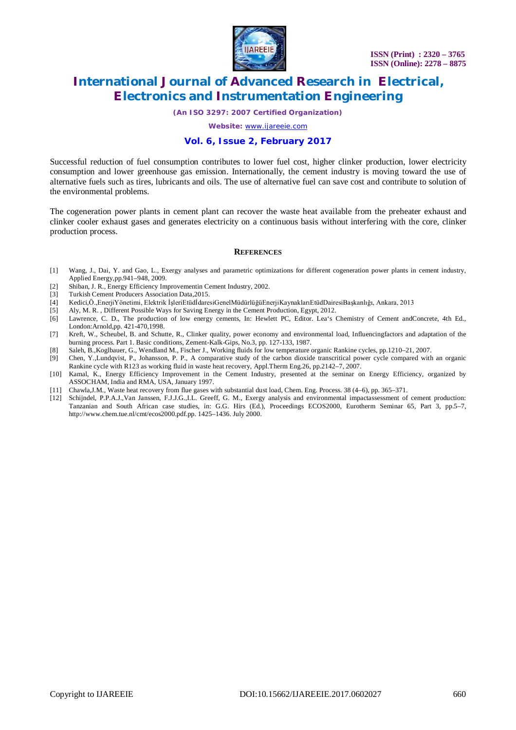Successful reduction of fuel consumption contributes to lower fuel cost, higher clinker production, lower electricity consumption and lower greenhouse gas emission. Internationally, the cement industry is moving toward the use of alternative fuels such as tires, lubricants and oils. The use of alternative fuel can save cost and contribute to solution of the environmental problems.

The cogeneration power plants in cement plant can recover the waste heat available from the preheater exhaust and clinker cooler exhaust gases and generates electricity on a continuous basis without interfering with the core, clinker production process.

## REFERENCES

[1] Wang, J., Dai, Y. and Gao, L., Exergy analyses and parametric optimizations for different cogeneration power plants in cement industry, Applied Energy,pp.941–948, 2009.
[2] Shiban, J. R., Energy Efficiency Improvementin Cement Industry, 2002.
[3] Turkish Cement Producers Association Data,2015.
[4] Kedici,Ö.,EnerjiYönetimi, Elektrik İşleriEtüdİdaresiGenelMüdürlüğüEnerjiKaynaklarıEtüdDairesiBaşkanlığı, Ankara, 2013
[5] Aly, M. R. , Different Possible Ways for Saving Energy in the Cement Production, Egypt, 2012.
[6] Lawrence, C. D., The production of low energy cements, In: Hewlett PC, Editor. Lea's Chemistry of Cement andConcrete, 4th Ed., London:Arnold,pp. 421-470,1998.
[7] Kreft, W., Scheubel, B. and Schutte, R., Clinker quality, power economy and environmental load, Influencingfactors and adaptation of the burning process. Part 1. Basic conditions, Zement-Kalk-Gips, No.3, pp. 127-133, 1987.
[8] Saleh, B.,Koglbauer, G., Wendland M., Fischer J., Working fluids for low temperature organic Rankine cycles, pp.1210–21, 2007.
[9] Chen, Y.,Lundqvist, P., Johansson, P. P., A comparative study of the carbon dioxide transcritical power cycle compared with an organic Rankine cycle with R123 as working fluid in waste heat recovery, Appl.Therm Eng.26, pp.2142–7, 2007.
[10] Kamal, K., Energy Efficiency Improvement in the Cement Industry, presented at the seminar on Energy Efficiency, organized by ASSOCHAM, India and RMA, USA, January 1997.
[11] Chawla,J.M., Waste heat recovery from flue gases with substantial dust load, Chem. Eng. Process. 38 (4–6), pp. 365–371.
[12] Schijndel, P.P.A.J.,Van Janssen, F.J.J.G.,I.L. Greeff, G. M., Exergy analysis and environmental impactassessment of cement production: Tanzanian and South African case studies, in: G.G. Hirs (Ed.), Proceedings ECOS2000, Eurotherm Seminar 65, Part 3, pp.5–7, http://www.chem.tue.nl/cmt/ecos2000.pdf.pp. 1425–1436. July 2000.